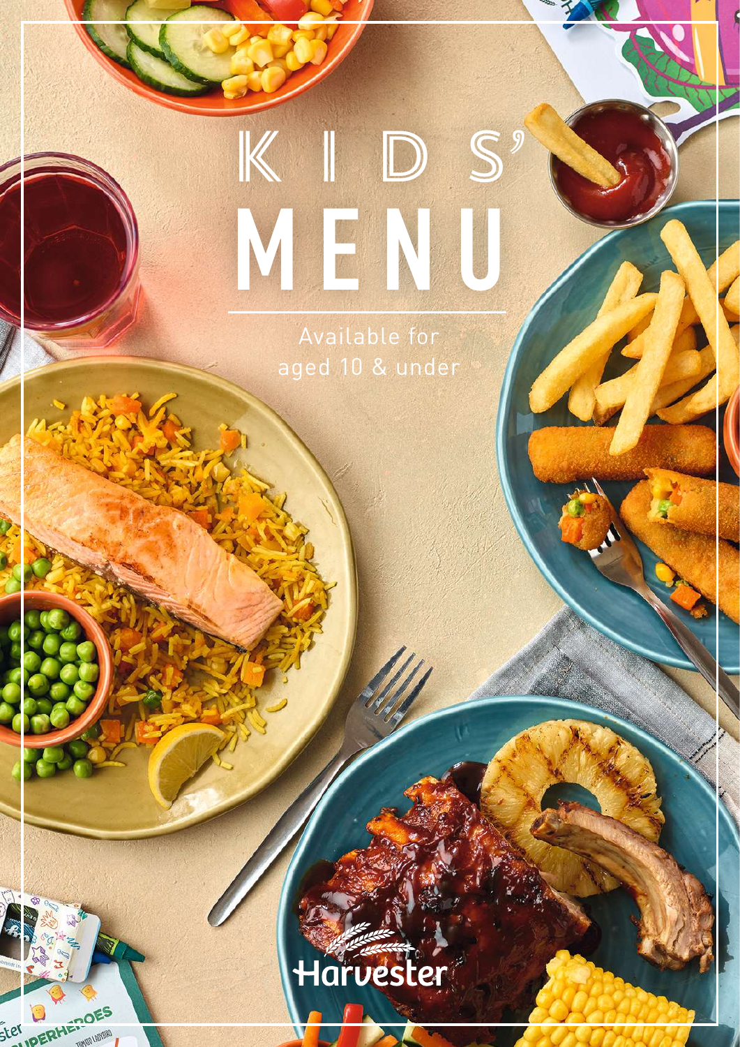# KIDS' MENU

Available for aged 10 & under

Harvester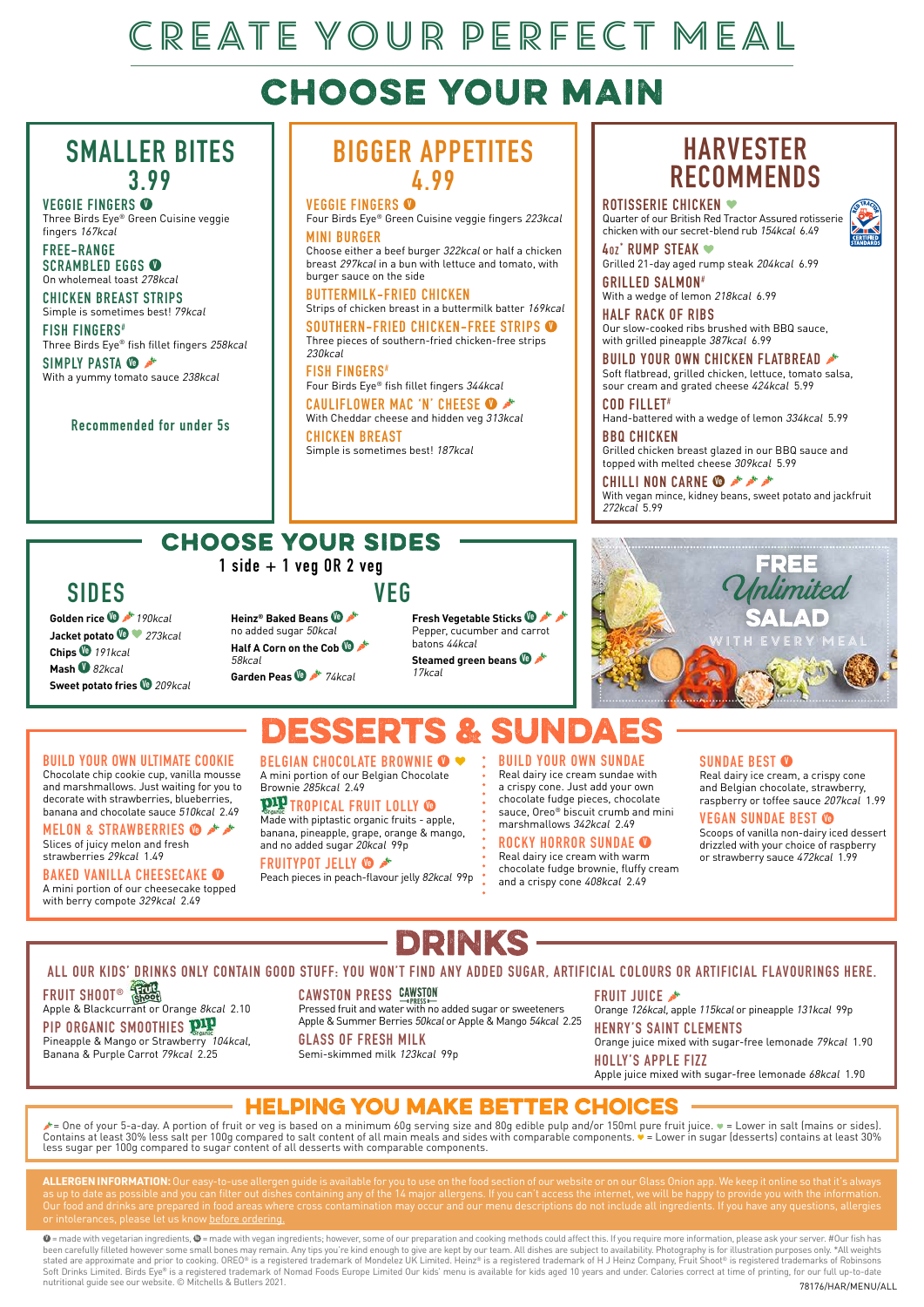# CREATE YOUR PERFECT MEAL

## CHOOSE YOUR MAIN

### SMALLER BITES 3.99

**VEGGIE FINGERS** Ⓥ
Three Birds Eye® Green Cuisine veggie fingers *167kcal*

**FREE-RANGE SCRAMBLED EGGS** Ⓥ
On wholemeal toast *278kcal*

**CHICKEN BREAST STRIPS**
Simple is sometimes best! *79kcal*

**FISH FINGERS#**
Three Birds Eye® fish fillet fingers *258kcal*

**SIMPLY PASTA** Ⓥe
With a yummy tomato sauce *238kcal*

Recommended for under 5s

### BIGGER APPETITES 4.99

**VEGGIE FINGERS** Ⓥ
Four Birds Eye® Green Cuisine veggie fingers *223kcal*

**MINI BURGER**
Choose either a beef burger *322kcal* or half a chicken breast *297kcal* in a bun with lettuce and tomato, with burger sauce on the side

**BUTTERMILK-FRIED CHICKEN**
Strips of chicken breast in a buttermilk batter *169kcal*

**SOUTHERN-FRIED CHICKEN-FREE STRIPS** Ⓥ
Three pieces of southern-fried chicken-free strips *230kcal*

**FISH FINGERS#**
Four Birds Eye® fish fillet fingers *344kcal*

**CAULIFLOWER MAC 'N' CHEESE** Ⓥ
With Cheddar cheese and hidden veg *313kcal*

**CHICKEN BREAST**
Simple is sometimes best! *187kcal*

### HARVESTER RECOMMENDS

**ROTISSERIE CHICKEN**
Quarter of our British Red Tractor Assured rotisserie chicken with our secret-blend rub *154kcal* 6.49

Red Tractor Certified Standards

**4oz* RUMP STEAK**
Grilled 21-day aged rump steak *204kcal* 6.99

**GRILLED SALMON#**
With a wedge of lemon *218kcal* 6.99

**HALF RACK OF RIBS**
Our slow-cooked ribs brushed with BBQ sauce, with grilled pineapple *387kcal* 6.99

**BUILD YOUR OWN CHICKEN FLATBREAD**
Soft flatbread, grilled chicken, lettuce, tomato salsa, sour cream and grated cheese *424kcal* 5.99

**COD FILLET#**
Hand-battered with a wedge of lemon *334kcal* 5.99

**BBQ CHICKEN**
Grilled chicken breast glazed in our BBQ sauce and topped with melted cheese *309kcal* 5.99

**CHILLI NON CARNE** Ⓥe
With vegan mince, kidney beans, sweet potato and jackfruit *272kcal* 5.99

## CHOOSE YOUR SIDES

1 side + 1 veg OR 2 veg

### SIDES

- **Golden rice** Ⓥe *190kcal*
- **Jacket potato** Ⓥe *273kcal*
- **Chips** Ⓥe *191kcal*
- **Mash** Ⓥ *82kcal*
- **Sweet potato fries** Ⓥe *209kcal*

### VEG

- **Heinz® Baked Beans** Ⓥe no added sugar *50kcal*
- **Half A Corn on the Cob** Ⓥe *58kcal*
- **Garden Peas** Ⓥe *74kcal*
- **Fresh Vegetable Sticks** Ⓥe Pepper, cucumber and carrot batons *44kcal*
- **Steamed green beans** Ⓥe *17kcal*

FREE Unlimited SALAD WITH EVERY MEAL

## DESSERTS & SUNDAES

**BUILD YOUR OWN ULTIMATE COOKIE**
Chocolate chip cookie cup, vanilla mousse and marshmallows. Just waiting for you to decorate with strawberries, blueberries, banana and chocolate sauce *510kcal* 2.49

**MELON & STRAWBERRIES** Ⓥe
Slices of juicy melon and fresh strawberries *29kcal* 1.49

**BAKED VANILLA CHEESECAKE** Ⓥ
A mini portion of our cheesecake topped with berry compote *329kcal* 2.49

**BELGIAN CHOCOLATE BROWNIE** Ⓥ
A mini portion of our Belgian Chocolate Brownie *285kcal* 2.49

**pip Organic TROPICAL FRUIT LOLLY** Ⓥe
Made with piptastic organic fruits - apple, banana, pineapple, grape, orange & mango, and no added sugar *20kcal* 99p

**FRUITPOT JELLY** Ⓥe
Peach pieces in peach-flavour jelly *82kcal* 99p

**BUILD YOUR OWN SUNDAE**
Real dairy ice cream sundae with a crispy cone. Just add your own chocolate fudge pieces, chocolate sauce, Oreo® biscuit crumb and mini marshmallows *342kcal* 2.49

**ROCKY HORROR SUNDAE** Ⓥ
Real dairy ice cream with warm chocolate fudge brownie, fluffy cream and a crispy cone *408kcal* 2.49

**SUNDAE BEST** Ⓥ
Real dairy ice cream, a crispy cone and Belgian chocolate, strawberry, raspberry or toffee sauce *207kcal* 1.99

**VEGAN SUNDAE BEST** Ⓥe
Scoops of vanilla non-dairy iced dessert drizzled with your choice of raspberry or strawberry sauce *472kcal* 1.99

## DRINKS

ALL OUR KIDS' DRINKS ONLY CONTAIN GOOD STUFF: YOU WON'T FIND ANY ADDED SUGAR, ARTIFICIAL COLOURS OR ARTIFICIAL FLAVOURINGS HERE.

**FRUIT SHOOT®**
Apple & Blackcurrant or Orange *8kcal* 2.10

**PIP ORGANIC SMOOTHIES**
Pineapple & Mango or Strawberry *104kcal*, Banana & Purple Carrot *79kcal* 2.25

**CAWSTON PRESS**
Pressed fruit and water with no added sugar or sweeteners
Apple & Summer Berries *50kcal* or Apple & Mango *54kcal* 2.25

**GLASS OF FRESH MILK**
Semi-skimmed milk *123kcal* 99p

**FRUIT JUICE**
Orange *126kcal*, apple *115kcal* or pineapple *131kcal* 99p

**HENRY'S SAINT CLEMENTS**
Orange juice mixed with sugar-free lemonade *79kcal* 1.90

**HOLLY'S APPLE FIZZ**
Apple juice mixed with sugar-free lemonade *68kcal* 1.90

## HELPING YOU MAKE BETTER CHOICES

= One of your 5-a-day. A portion of fruit or veg is based on a minimum 60g serving size and 80g edible pulp and/or 150ml pure fruit juice. ♥ = Lower in salt (mains or sides). Contains at least 30% less salt per 100g compared to salt content of all main meals and sides with comparable components. ♥ = Lower in sugar (desserts) contains at least 30% less sugar per 100g compared to sugar content of all desserts with comparable components.

**ALLERGEN INFORMATION:** Our easy-to-use allergen guide is available for you to use on the food section of our website or on our Glass Onion app. We keep it online so that it's always as up to date as possible and you can filter out dishes containing any of the 14 major allergens. If you can't access the internet, we will be happy to provide you with the information. Our food and drinks are prepared in food areas where cross contamination may occur and our menu descriptions do not include all ingredients. If you have any questions, allergies or intolerances, please let us know before ordering.

Ⓥ = made with vegetarian ingredients, Ⓥe = made with vegan ingredients; however, some of our preparation and cooking methods could affect this. If you require more information, please ask your server. #Our fish has been carefully filleted however some small bones may remain. Any tips you're kind enough to give are kept by our team. All dishes are subject to availability. Photography is for illustration purposes only. *All weights stated are approximate and prior to cooking. OREO® is a registered trademark of Mondelez UK Limited. Heinz® is a registered trademark of H J Heinz Company, Fruit Shoot® is registered trademarks of Robinsons Soft Drinks Limited. Birds Eye® is a registered trademark of Nomad Foods Europe Limited Our kids' menu is available for kids aged 10 years and under. Calories correct at time of printing, for our full up-to-date nutritional guide see our website. © Mitchells & Butlers 2021.

78176/HAR/MENU/ALL